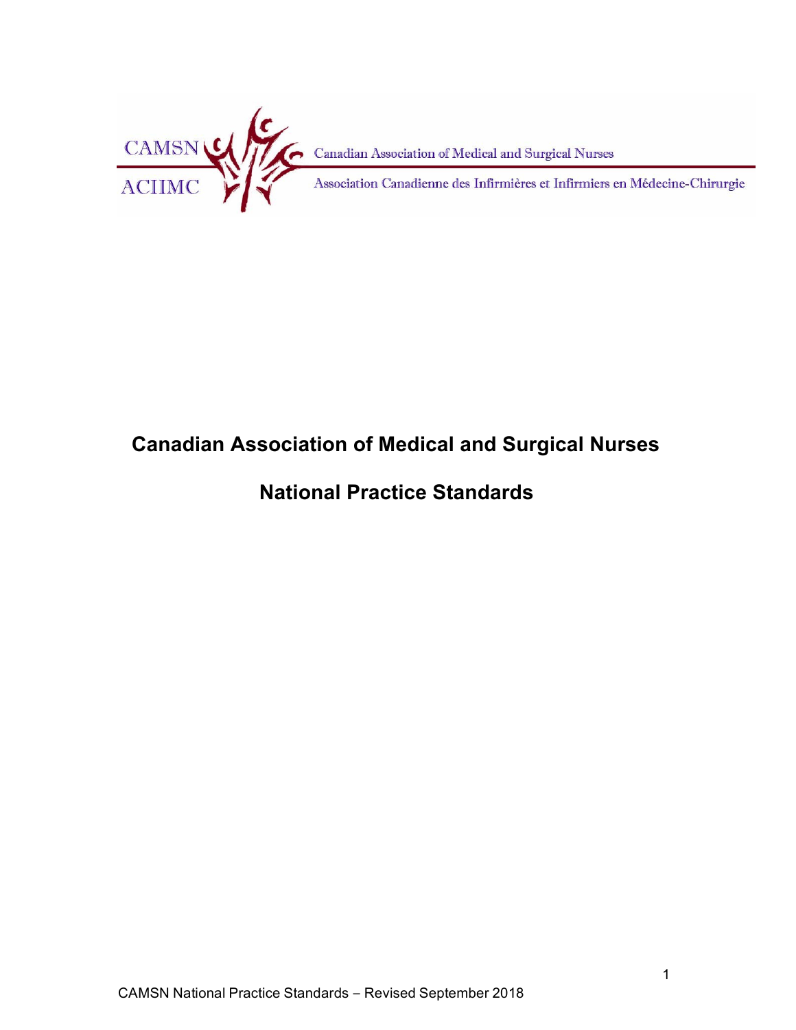CAMSN — Canadian Association of Medical and Surgical Nurses

ACIIMC — Association Canadienne des Infirmières et Infirmiers en Médecine-Chirurgie

# Canadian Association of Medical and Surgical Nurses

# National Practice Standards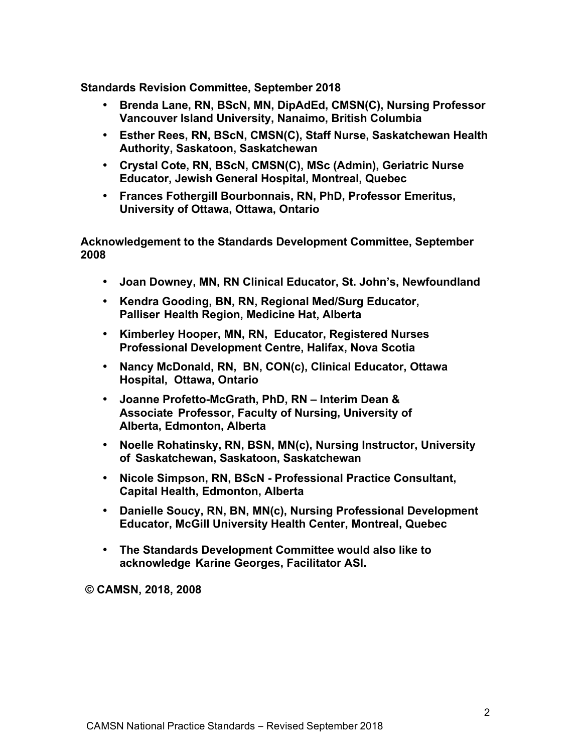**Standards Revision Committee, September 2018**

- **Brenda Lane, RN, BScN, MN, DipAdEd, CMSN(C), Nursing Professor Vancouver Island University, Nanaimo, British Columbia**
- **Esther Rees, RN, BScN, CMSN(C), Staff Nurse, Saskatchewan Health Authority, Saskatoon, Saskatchewan**
- **Crystal Cote, RN, BScN, CMSN(C), MSc (Admin), Geriatric Nurse Educator, Jewish General Hospital, Montreal, Quebec**
- **Frances Fothergill Bourbonnais, RN, PhD, Professor Emeritus, University of Ottawa, Ottawa, Ontario**

**Acknowledgement to the Standards Development Committee, September 2008**

- **Joan Downey, MN, RN Clinical Educator, St. John's, Newfoundland**
- **Kendra Gooding, BN, RN, Regional Med/Surg Educator, Palliser Health Region, Medicine Hat, Alberta**
- **Kimberley Hooper, MN, RN, Educator, Registered Nurses Professional Development Centre, Halifax, Nova Scotia**
- **Nancy McDonald, RN, BN, CON(c), Clinical Educator, Ottawa Hospital, Ottawa, Ontario**
- **Joanne Profetto-McGrath, PhD, RN – Interim Dean & Associate Professor, Faculty of Nursing, University of Alberta, Edmonton, Alberta**
- **Noelle Rohatinsky, RN, BSN, MN(c), Nursing Instructor, University of Saskatchewan, Saskatoon, Saskatchewan**
- **Nicole Simpson, RN, BScN - Professional Practice Consultant, Capital Health, Edmonton, Alberta**
- **Danielle Soucy, RN, BN, MN(c), Nursing Professional Development Educator, McGill University Health Center, Montreal, Quebec**
- **The Standards Development Committee would also like to acknowledge Karine Georges, Facilitator ASI.**

**© CAMSN, 2018, 2008**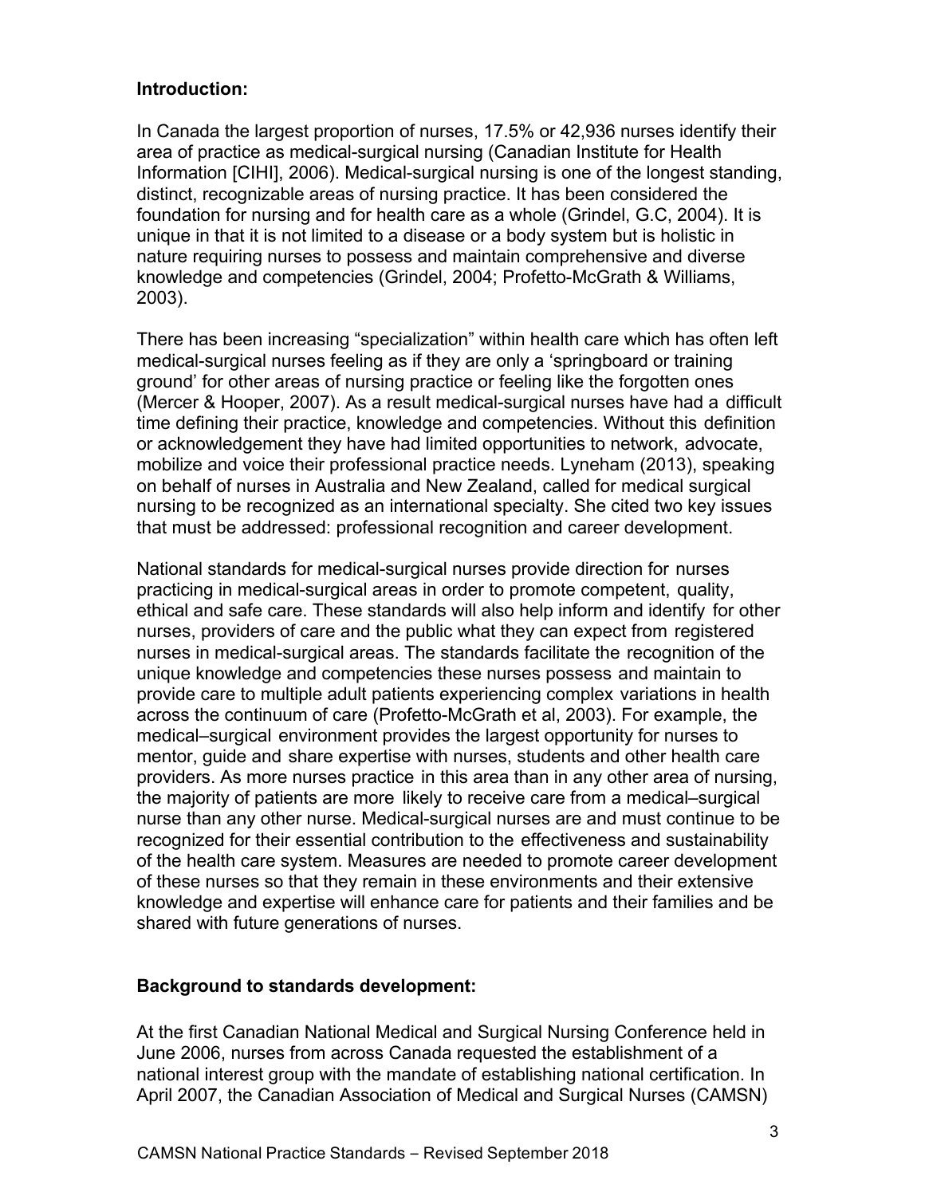**Introduction:**

In Canada the largest proportion of nurses, 17.5% or 42,936 nurses identify their area of practice as medical-surgical nursing (Canadian Institute for Health Information [CIHI], 2006). Medical-surgical nursing is one of the longest standing, distinct, recognizable areas of nursing practice. It has been considered the foundation for nursing and for health care as a whole (Grindel, G.C, 2004). It is unique in that it is not limited to a disease or a body system but is holistic in nature requiring nurses to possess and maintain comprehensive and diverse knowledge and competencies (Grindel, 2004; Profetto-McGrath & Williams, 2003).

There has been increasing "specialization" within health care which has often left medical-surgical nurses feeling as if they are only a 'springboard or training ground' for other areas of nursing practice or feeling like the forgotten ones (Mercer & Hooper, 2007). As a result medical-surgical nurses have had a difficult time defining their practice, knowledge and competencies. Without this definition or acknowledgement they have had limited opportunities to network, advocate, mobilize and voice their professional practice needs. Lyneham (2013), speaking on behalf of nurses in Australia and New Zealand, called for medical surgical nursing to be recognized as an international specialty. She cited two key issues that must be addressed: professional recognition and career development.

National standards for medical-surgical nurses provide direction for nurses practicing in medical-surgical areas in order to promote competent, quality, ethical and safe care. These standards will also help inform and identify for other nurses, providers of care and the public what they can expect from registered nurses in medical-surgical areas. The standards facilitate the recognition of the unique knowledge and competencies these nurses possess and maintain to provide care to multiple adult patients experiencing complex variations in health across the continuum of care (Profetto-McGrath et al, 2003). For example, the medical–surgical environment provides the largest opportunity for nurses to mentor, guide and share expertise with nurses, students and other health care providers. As more nurses practice in this area than in any other area of nursing, the majority of patients are more likely to receive care from a medical–surgical nurse than any other nurse. Medical-surgical nurses are and must continue to be recognized for their essential contribution to the effectiveness and sustainability of the health care system. Measures are needed to promote career development of these nurses so that they remain in these environments and their extensive knowledge and expertise will enhance care for patients and their families and be shared with future generations of nurses.

**Background to standards development:**

At the first Canadian National Medical and Surgical Nursing Conference held in June 2006, nurses from across Canada requested the establishment of a national interest group with the mandate of establishing national certification. In April 2007, the Canadian Association of Medical and Surgical Nurses (CAMSN)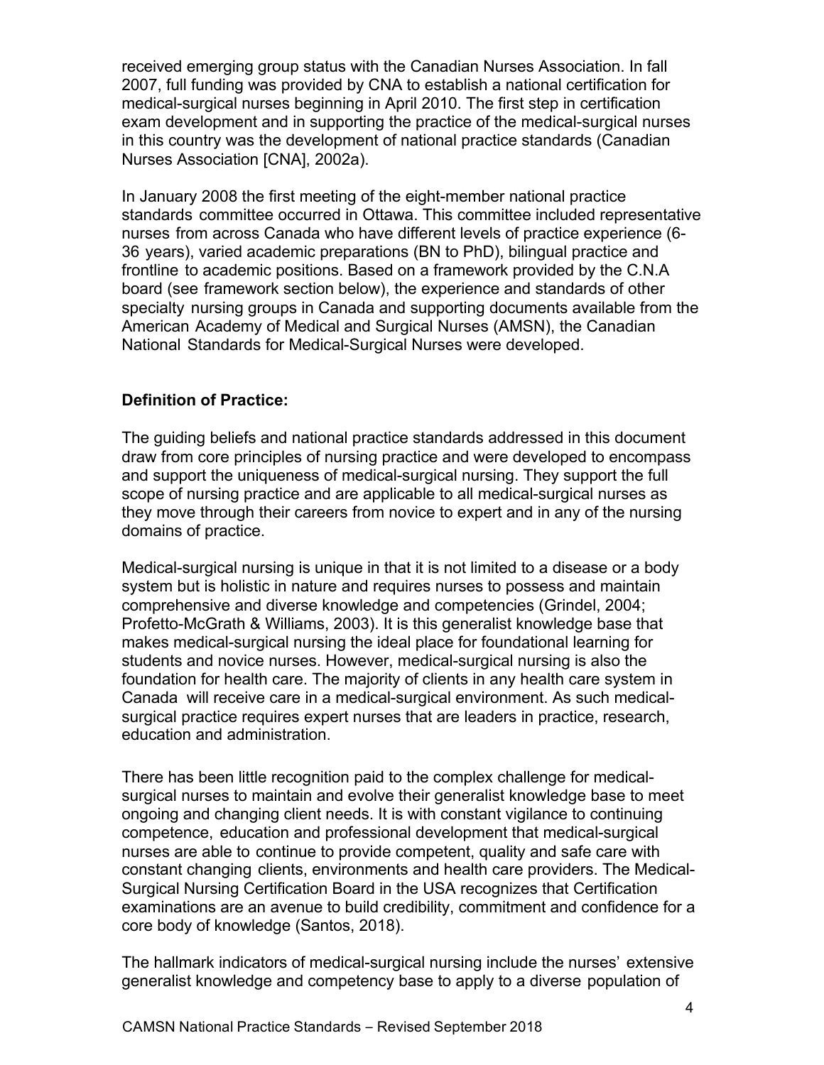received emerging group status with the Canadian Nurses Association. In fall 2007, full funding was provided by CNA to establish a national certification for medical-surgical nurses beginning in April 2010. The first step in certification exam development and in supporting the practice of the medical-surgical nurses in this country was the development of national practice standards (Canadian Nurses Association [CNA], 2002a).

In January 2008 the first meeting of the eight-member national practice standards committee occurred in Ottawa. This committee included representative nurses from across Canada who have different levels of practice experience (6-36 years), varied academic preparations (BN to PhD), bilingual practice and frontline to academic positions. Based on a framework provided by the C.N.A board (see framework section below), the experience and standards of other specialty nursing groups in Canada and supporting documents available from the American Academy of Medical and Surgical Nurses (AMSN), the Canadian National Standards for Medical-Surgical Nurses were developed.

**Definition of Practice:**

The guiding beliefs and national practice standards addressed in this document draw from core principles of nursing practice and were developed to encompass and support the uniqueness of medical-surgical nursing. They support the full scope of nursing practice and are applicable to all medical-surgical nurses as they move through their careers from novice to expert and in any of the nursing domains of practice.

Medical-surgical nursing is unique in that it is not limited to a disease or a body system but is holistic in nature and requires nurses to possess and maintain comprehensive and diverse knowledge and competencies (Grindel, 2004; Profetto-McGrath & Williams, 2003). It is this generalist knowledge base that makes medical-surgical nursing the ideal place for foundational learning for students and novice nurses. However, medical-surgical nursing is also the foundation for health care. The majority of clients in any health care system in Canada will receive care in a medical-surgical environment. As such medical-surgical practice requires expert nurses that are leaders in practice, research, education and administration.

There has been little recognition paid to the complex challenge for medical-surgical nurses to maintain and evolve their generalist knowledge base to meet ongoing and changing client needs. It is with constant vigilance to continuing competence, education and professional development that medical-surgical nurses are able to continue to provide competent, quality and safe care with constant changing clients, environments and health care providers. The Medical-Surgical Nursing Certification Board in the USA recognizes that Certification examinations are an avenue to build credibility, commitment and confidence for a core body of knowledge (Santos, 2018).

The hallmark indicators of medical-surgical nursing include the nurses' extensive generalist knowledge and competency base to apply to a diverse population of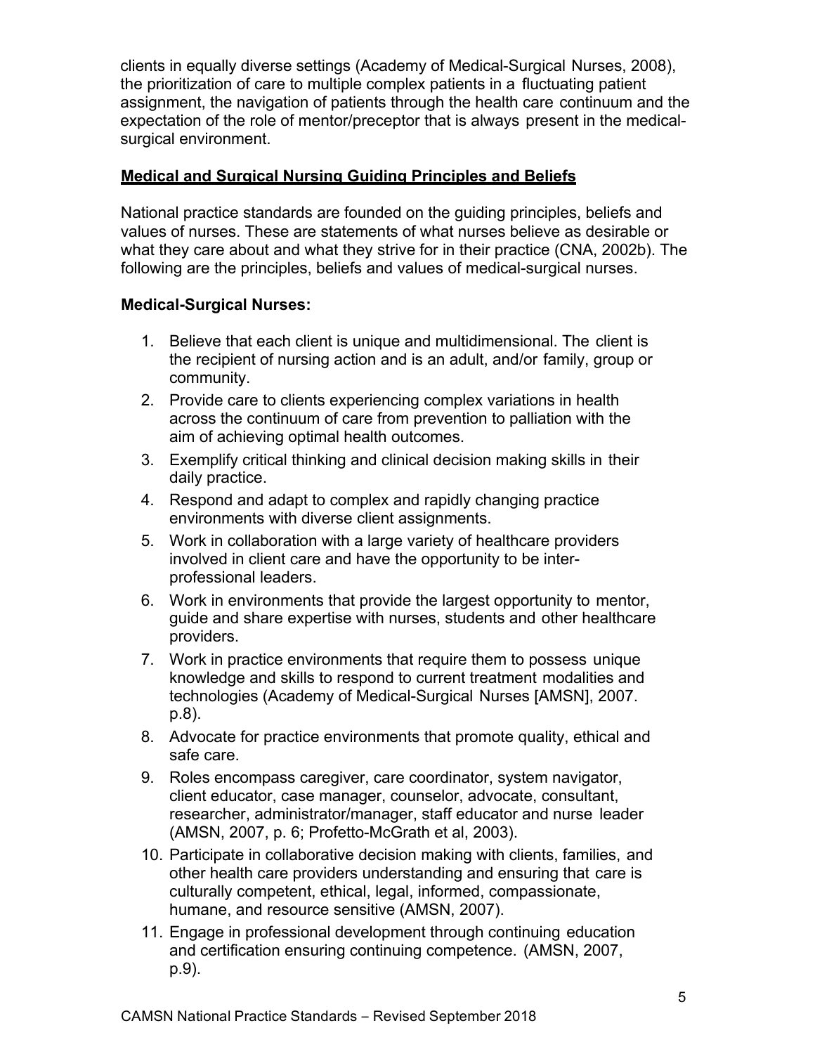clients in equally diverse settings (Academy of Medical-Surgical Nurses, 2008), the prioritization of care to multiple complex patients in a fluctuating patient assignment, the navigation of patients through the health care continuum and the expectation of the role of mentor/preceptor that is always present in the medical-surgical environment.

## Medical and Surgical Nursing Guiding Principles and Beliefs

National practice standards are founded on the guiding principles, beliefs and values of nurses. These are statements of what nurses believe as desirable or what they care about and what they strive for in their practice (CNA, 2002b). The following are the principles, beliefs and values of medical-surgical nurses.

**Medical-Surgical Nurses:**

1. Believe that each client is unique and multidimensional. The client is the recipient of nursing action and is an adult, and/or family, group or community.
2. Provide care to clients experiencing complex variations in health across the continuum of care from prevention to palliation with the aim of achieving optimal health outcomes.
3. Exemplify critical thinking and clinical decision making skills in their daily practice.
4. Respond and adapt to complex and rapidly changing practice environments with diverse client assignments.
5. Work in collaboration with a large variety of healthcare providers involved in client care and have the opportunity to be inter-professional leaders.
6. Work in environments that provide the largest opportunity to mentor, guide and share expertise with nurses, students and other healthcare providers.
7. Work in practice environments that require them to possess unique knowledge and skills to respond to current treatment modalities and technologies (Academy of Medical-Surgical Nurses [AMSN], 2007. p.8).
8. Advocate for practice environments that promote quality, ethical and safe care.
9. Roles encompass caregiver, care coordinator, system navigator, client educator, case manager, counselor, advocate, consultant, researcher, administrator/manager, staff educator and nurse leader (AMSN, 2007, p. 6; Profetto-McGrath et al, 2003).
10. Participate in collaborative decision making with clients, families, and other health care providers understanding and ensuring that care is culturally competent, ethical, legal, informed, compassionate, humane, and resource sensitive (AMSN, 2007).
11. Engage in professional development through continuing education and certification ensuring continuing competence. (AMSN, 2007, p.9).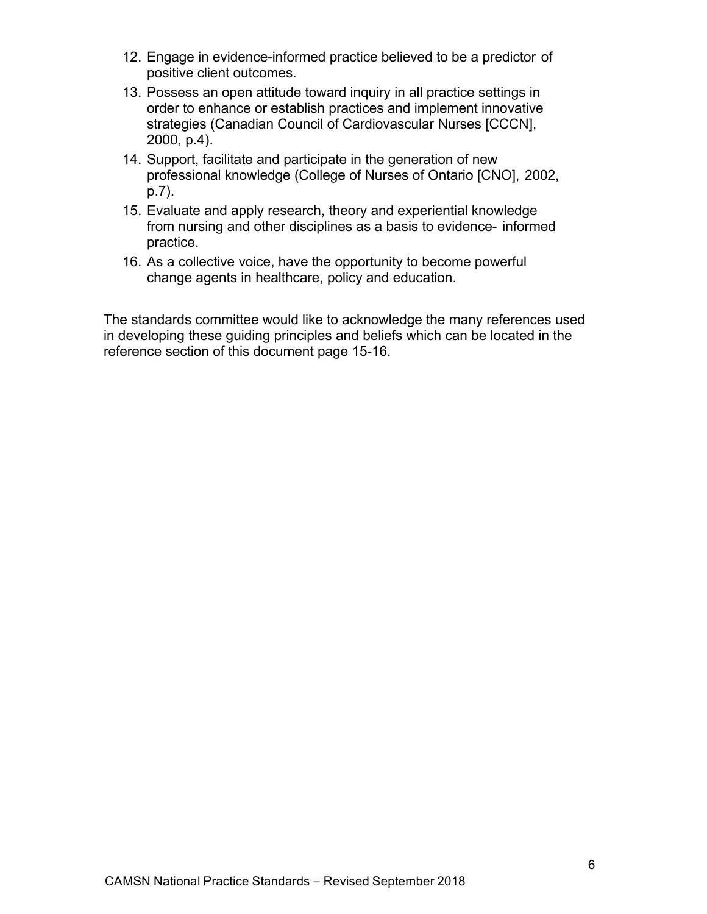12. Engage in evidence-informed practice believed to be a predictor of positive client outcomes.
13. Possess an open attitude toward inquiry in all practice settings in order to enhance or establish practices and implement innovative strategies (Canadian Council of Cardiovascular Nurses [CCCN], 2000, p.4).
14. Support, facilitate and participate in the generation of new professional knowledge (College of Nurses of Ontario [CNO], 2002, p.7).
15. Evaluate and apply research, theory and experiential knowledge from nursing and other disciplines as a basis to evidence- informed practice.
16. As a collective voice, have the opportunity to become powerful change agents in healthcare, policy and education.

The standards committee would like to acknowledge the many references used in developing these guiding principles and beliefs which can be located in the reference section of this document page 15-16.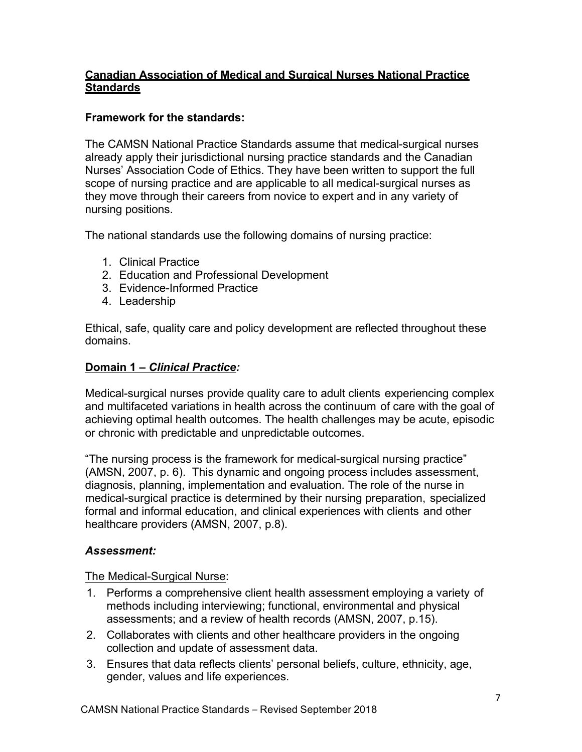## Canadian Association of Medical and Surgical Nurses National Practice Standards

### Framework for the standards:

The CAMSN National Practice Standards assume that medical-surgical nurses already apply their jurisdictional nursing practice standards and the Canadian Nurses' Association Code of Ethics. They have been written to support the full scope of nursing practice and are applicable to all medical-surgical nurses as they move through their careers from novice to expert and in any variety of nursing positions.

The national standards use the following domains of nursing practice:

1. Clinical Practice
2. Education and Professional Development
3. Evidence-Informed Practice
4. Leadership

Ethical, safe, quality care and policy development are reflected throughout these domains.

### Domain 1 – *Clinical Practice:*

Medical-surgical nurses provide quality care to adult clients experiencing complex and multifaceted variations in health across the continuum of care with the goal of achieving optimal health outcomes. The health challenges may be acute, episodic or chronic with predictable and unpredictable outcomes.

"The nursing process is the framework for medical-surgical nursing practice" (AMSN, 2007, p. 6). This dynamic and ongoing process includes assessment, diagnosis, planning, implementation and evaluation. The role of the nurse in medical-surgical practice is determined by their nursing preparation, specialized formal and informal education, and clinical experiences with clients and other healthcare providers (AMSN, 2007, p.8).

#### *Assessment:*

The Medical-Surgical Nurse:

1. Performs a comprehensive client health assessment employing a variety of methods including interviewing; functional, environmental and physical assessments; and a review of health records (AMSN, 2007, p.15).
2. Collaborates with clients and other healthcare providers in the ongoing collection and update of assessment data.
3. Ensures that data reflects clients' personal beliefs, culture, ethnicity, age, gender, values and life experiences.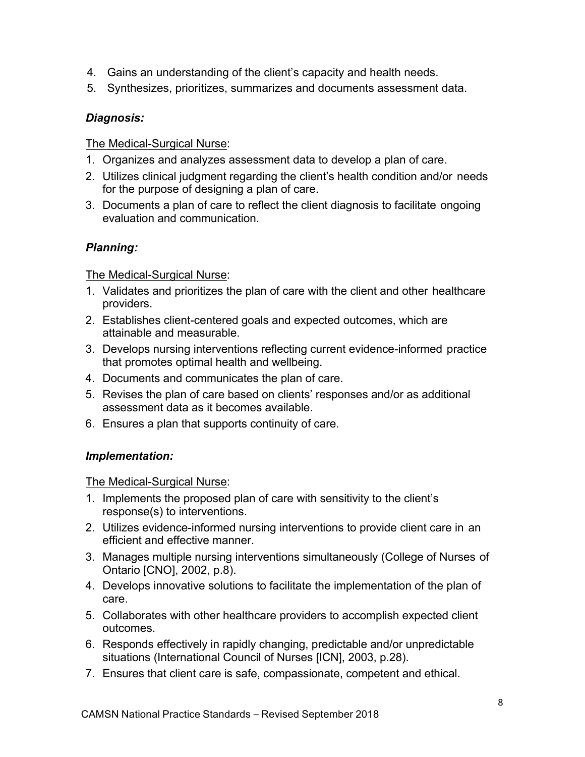4. Gains an understanding of the client's capacity and health needs.
5. Synthesizes, prioritizes, summarizes and documents assessment data.

### *Diagnosis:*

The Medical-Surgical Nurse:

1. Organizes and analyzes assessment data to develop a plan of care.
2. Utilizes clinical judgment regarding the client's health condition and/or needs for the purpose of designing a plan of care.
3. Documents a plan of care to reflect the client diagnosis to facilitate ongoing evaluation and communication.

### *Planning:*

The Medical-Surgical Nurse:

1. Validates and prioritizes the plan of care with the client and other healthcare providers.
2. Establishes client-centered goals and expected outcomes, which are attainable and measurable.
3. Develops nursing interventions reflecting current evidence-informed practice that promotes optimal health and wellbeing.
4. Documents and communicates the plan of care.
5. Revises the plan of care based on clients' responses and/or as additional assessment data as it becomes available.
6. Ensures a plan that supports continuity of care.

### *Implementation:*

The Medical-Surgical Nurse:

1. Implements the proposed plan of care with sensitivity to the client's response(s) to interventions.
2. Utilizes evidence-informed nursing interventions to provide client care in an efficient and effective manner.
3. Manages multiple nursing interventions simultaneously (College of Nurses of Ontario [CNO], 2002, p.8).
4. Develops innovative solutions to facilitate the implementation of the plan of care.
5. Collaborates with other healthcare providers to accomplish expected client outcomes.
6. Responds effectively in rapidly changing, predictable and/or unpredictable situations (International Council of Nurses [ICN], 2003, p.28).
7. Ensures that client care is safe, compassionate, competent and ethical.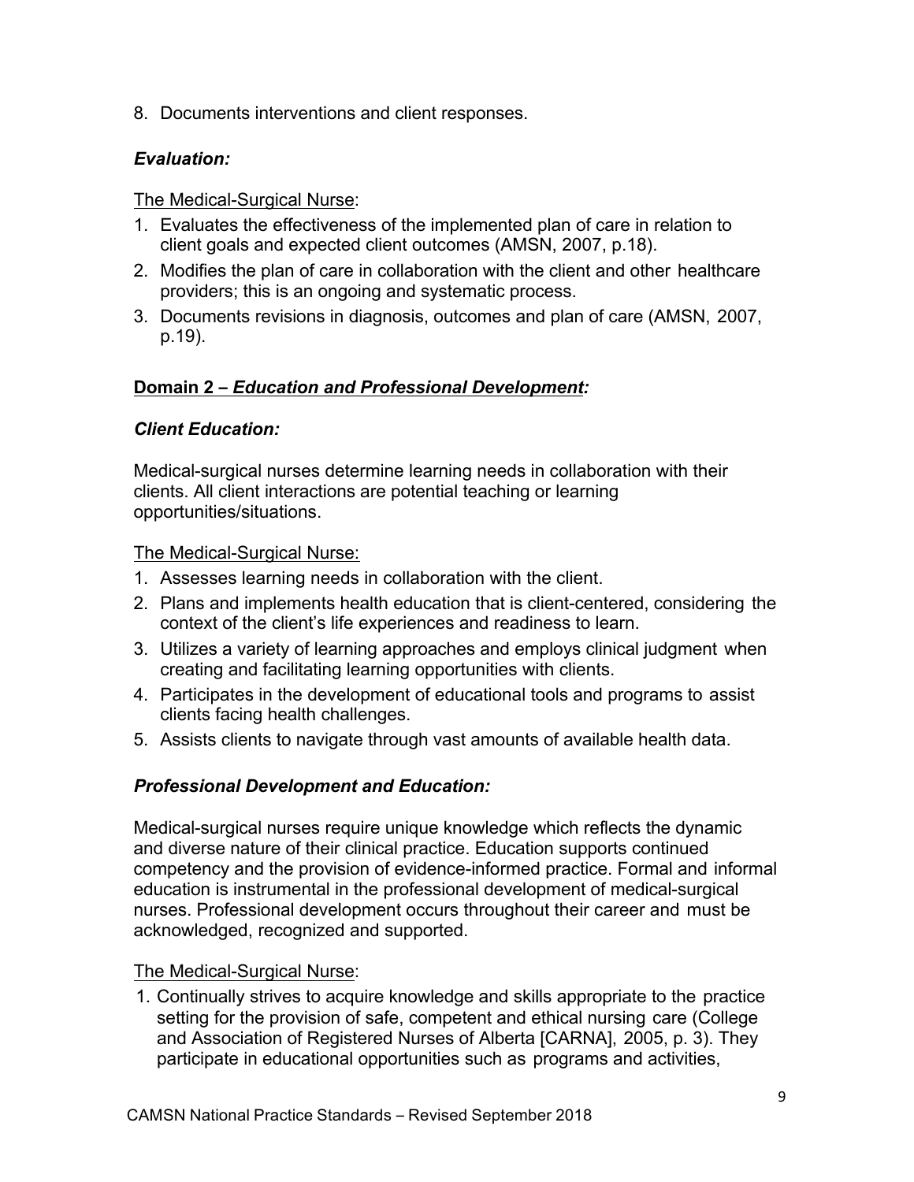8. Documents interventions and client responses.

### *Evaluation:*

The Medical-Surgical Nurse:

1. Evaluates the effectiveness of the implemented plan of care in relation to client goals and expected client outcomes (AMSN, 2007, p.18).
2. Modifies the plan of care in collaboration with the client and other healthcare providers; this is an ongoing and systematic process.
3. Documents revisions in diagnosis, outcomes and plan of care (AMSN, 2007, p.19).

## **Domain 2 – *Education and Professional Development:***

### *Client Education:*

Medical-surgical nurses determine learning needs in collaboration with their clients. All client interactions are potential teaching or learning opportunities/situations.

The Medical-Surgical Nurse:

1. Assesses learning needs in collaboration with the client.
2. Plans and implements health education that is client-centered, considering the context of the client's life experiences and readiness to learn.
3. Utilizes a variety of learning approaches and employs clinical judgment when creating and facilitating learning opportunities with clients.
4. Participates in the development of educational tools and programs to assist clients facing health challenges.
5. Assists clients to navigate through vast amounts of available health data.

### *Professional Development and Education:*

Medical-surgical nurses require unique knowledge which reflects the dynamic and diverse nature of their clinical practice. Education supports continued competency and the provision of evidence-informed practice. Formal and informal education is instrumental in the professional development of medical-surgical nurses. Professional development occurs throughout their career and must be acknowledged, recognized and supported.

The Medical-Surgical Nurse:

1. Continually strives to acquire knowledge and skills appropriate to the practice setting for the provision of safe, competent and ethical nursing care (College and Association of Registered Nurses of Alberta [CARNA], 2005, p. 3). They participate in educational opportunities such as programs and activities,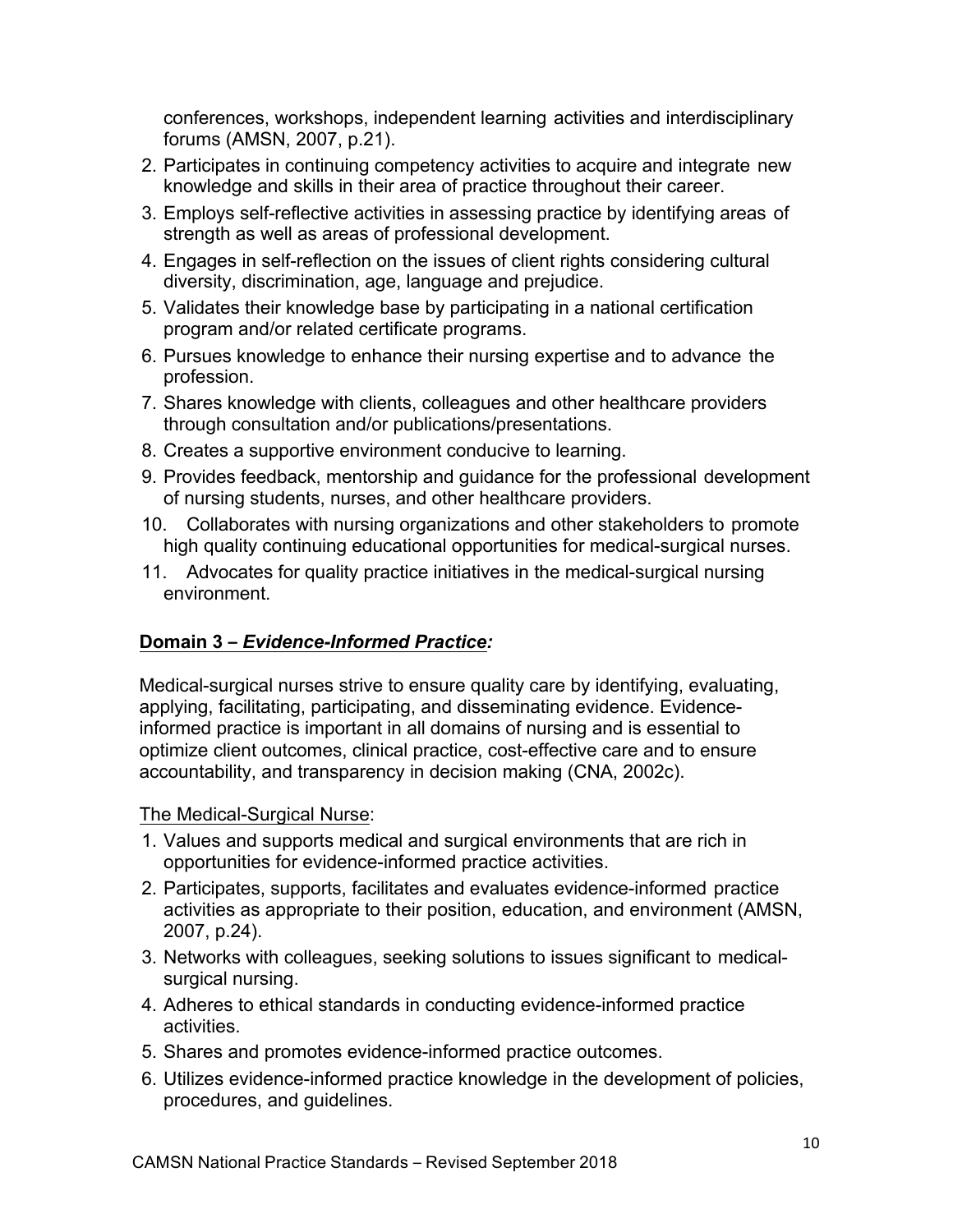conferences, workshops, independent learning activities and interdisciplinary forums (AMSN, 2007, p.21).

2. Participates in continuing competency activities to acquire and integrate new knowledge and skills in their area of practice throughout their career.
3. Employs self-reflective activities in assessing practice by identifying areas of strength as well as areas of professional development.
4. Engages in self-reflection on the issues of client rights considering cultural diversity, discrimination, age, language and prejudice.
5. Validates their knowledge base by participating in a national certification program and/or related certificate programs.
6. Pursues knowledge to enhance their nursing expertise and to advance the profession.
7. Shares knowledge with clients, colleagues and other healthcare providers through consultation and/or publications/presentations.
8. Creates a supportive environment conducive to learning.
9. Provides feedback, mentorship and guidance for the professional development of nursing students, nurses, and other healthcare providers.
10. Collaborates with nursing organizations and other stakeholders to promote high quality continuing educational opportunities for medical-surgical nurses.
11. Advocates for quality practice initiatives in the medical-surgical nursing environment.

## Domain 3 – *Evidence-Informed Practice:*

Medical-surgical nurses strive to ensure quality care by identifying, evaluating, applying, facilitating, participating, and disseminating evidence. Evidence-informed practice is important in all domains of nursing and is essential to optimize client outcomes, clinical practice, cost-effective care and to ensure accountability, and transparency in decision making (CNA, 2002c).

The Medical-Surgical Nurse:

1. Values and supports medical and surgical environments that are rich in opportunities for evidence-informed practice activities.
2. Participates, supports, facilitates and evaluates evidence-informed practice activities as appropriate to their position, education, and environment (AMSN, 2007, p.24).
3. Networks with colleagues, seeking solutions to issues significant to medical-surgical nursing.
4. Adheres to ethical standards in conducting evidence-informed practice activities.
5. Shares and promotes evidence-informed practice outcomes.
6. Utilizes evidence-informed practice knowledge in the development of policies, procedures, and guidelines.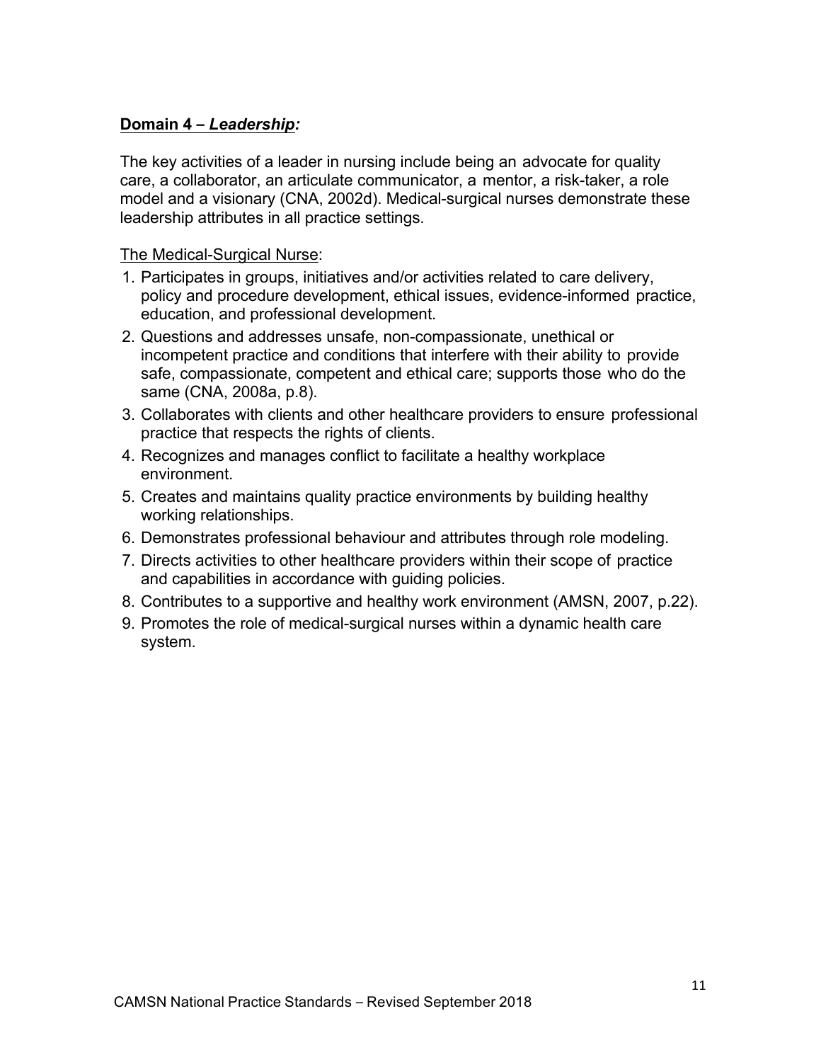**Domain 4 – *Leadership:***

The key activities of a leader in nursing include being an advocate for quality care, a collaborator, an articulate communicator, a mentor, a risk-taker, a role model and a visionary (CNA, 2002d). Medical-surgical nurses demonstrate these leadership attributes in all practice settings.

The Medical-Surgical Nurse:

1. Participates in groups, initiatives and/or activities related to care delivery, policy and procedure development, ethical issues, evidence-informed practice, education, and professional development.
2. Questions and addresses unsafe, non-compassionate, unethical or incompetent practice and conditions that interfere with their ability to provide safe, compassionate, competent and ethical care; supports those who do the same (CNA, 2008a, p.8).
3. Collaborates with clients and other healthcare providers to ensure professional practice that respects the rights of clients.
4. Recognizes and manages conflict to facilitate a healthy workplace environment.
5. Creates and maintains quality practice environments by building healthy working relationships.
6. Demonstrates professional behaviour and attributes through role modeling.
7. Directs activities to other healthcare providers within their scope of practice and capabilities in accordance with guiding policies.
8. Contributes to a supportive and healthy work environment (AMSN, 2007, p.22).
9. Promotes the role of medical-surgical nurses within a dynamic health care system.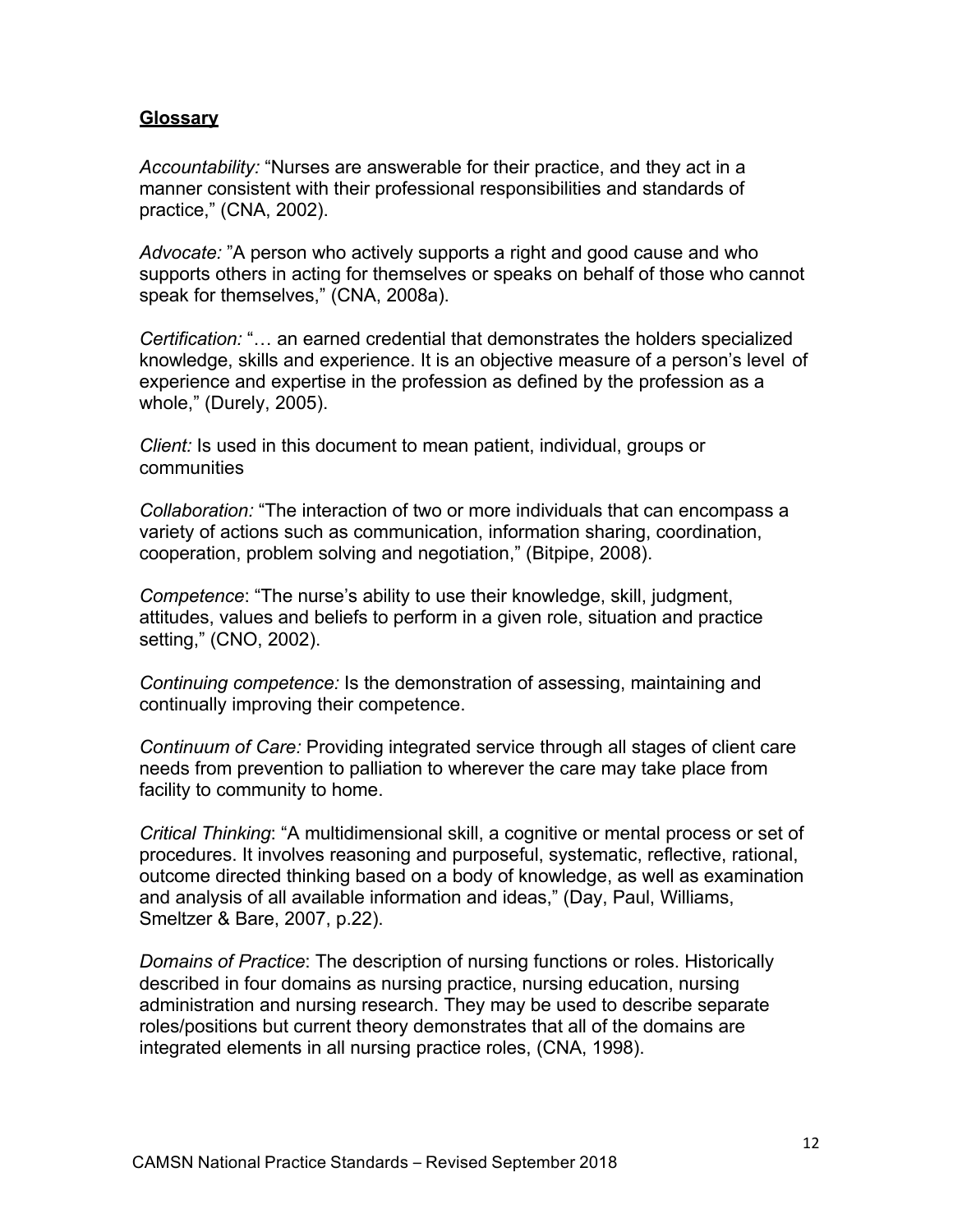**Glossary**

*Accountability:* “Nurses are answerable for their practice, and they act in a manner consistent with their professional responsibilities and standards of practice,” (CNA, 2002).

*Advocate:* ”A person who actively supports a right and good cause and who supports others in acting for themselves or speaks on behalf of those who cannot speak for themselves,” (CNA, 2008a).

*Certification:* “… an earned credential that demonstrates the holders specialized knowledge, skills and experience. It is an objective measure of a person’s level of experience and expertise in the profession as defined by the profession as a whole,” (Durely, 2005).

*Client:* Is used in this document to mean patient, individual, groups or communities

*Collaboration:* “The interaction of two or more individuals that can encompass a variety of actions such as communication, information sharing, coordination, cooperation, problem solving and negotiation,” (Bitpipe, 2008).

*Competence*: “The nurse’s ability to use their knowledge, skill, judgment, attitudes, values and beliefs to perform in a given role, situation and practice setting,” (CNO, 2002).

*Continuing competence:* Is the demonstration of assessing, maintaining and continually improving their competence.

*Continuum of Care:* Providing integrated service through all stages of client care needs from prevention to palliation to wherever the care may take place from facility to community to home.

*Critical Thinking*: “A multidimensional skill, a cognitive or mental process or set of procedures. It involves reasoning and purposeful, systematic, reflective, rational, outcome directed thinking based on a body of knowledge, as well as examination and analysis of all available information and ideas,” (Day, Paul, Williams, Smeltzer & Bare, 2007, p.22).

*Domains of Practice*: The description of nursing functions or roles. Historically described in four domains as nursing practice, nursing education, nursing administration and nursing research. They may be used to describe separate roles/positions but current theory demonstrates that all of the domains are integrated elements in all nursing practice roles, (CNA, 1998).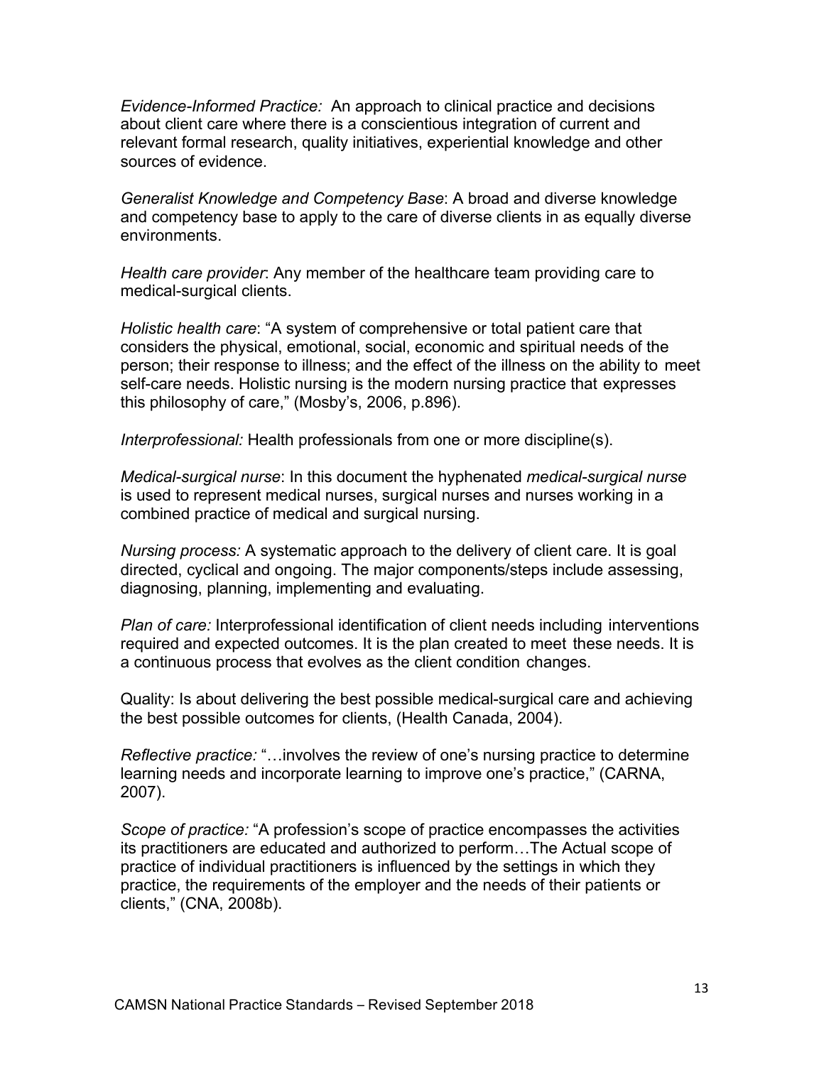*Evidence-Informed Practice:* An approach to clinical practice and decisions about client care where there is a conscientious integration of current and relevant formal research, quality initiatives, experiential knowledge and other sources of evidence.

*Generalist Knowledge and Competency Base*: A broad and diverse knowledge and competency base to apply to the care of diverse clients in as equally diverse environments.

*Health care provider*: Any member of the healthcare team providing care to medical-surgical clients.

*Holistic health care*: "A system of comprehensive or total patient care that considers the physical, emotional, social, economic and spiritual needs of the person; their response to illness; and the effect of the illness on the ability to meet self-care needs. Holistic nursing is the modern nursing practice that expresses this philosophy of care," (Mosby's, 2006, p.896).

*Interprofessional:* Health professionals from one or more discipline(s).

*Medical-surgical nurse*: In this document the hyphenated *medical-surgical nurse* is used to represent medical nurses, surgical nurses and nurses working in a combined practice of medical and surgical nursing.

*Nursing process:* A systematic approach to the delivery of client care. It is goal directed, cyclical and ongoing. The major components/steps include assessing, diagnosing, planning, implementing and evaluating.

*Plan of care:* Interprofessional identification of client needs including interventions required and expected outcomes. It is the plan created to meet these needs. It is a continuous process that evolves as the client condition changes.

Quality: Is about delivering the best possible medical-surgical care and achieving the best possible outcomes for clients, (Health Canada, 2004).

*Reflective practice:* "…involves the review of one's nursing practice to determine learning needs and incorporate learning to improve one's practice," (CARNA, 2007).

*Scope of practice:* "A profession's scope of practice encompasses the activities its practitioners are educated and authorized to perform…The Actual scope of practice of individual practitioners is influenced by the settings in which they practice, the requirements of the employer and the needs of their patients or clients," (CNA, 2008b).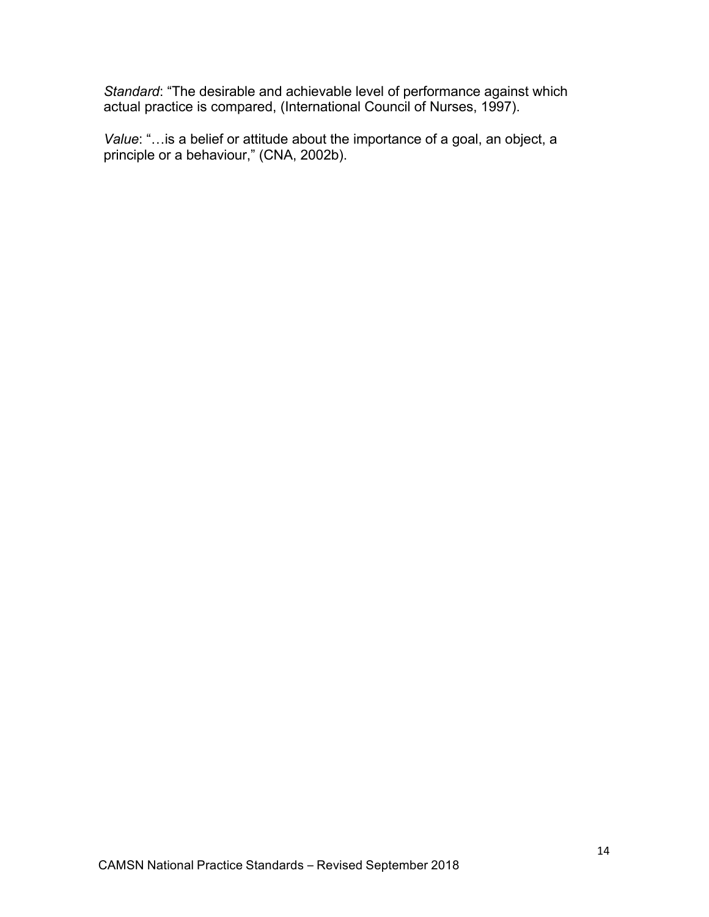*Standard*: "The desirable and achievable level of performance against which actual practice is compared, (International Council of Nurses, 1997).

*Value*: "…is a belief or attitude about the importance of a goal, an object, a principle or a behaviour," (CNA, 2002b).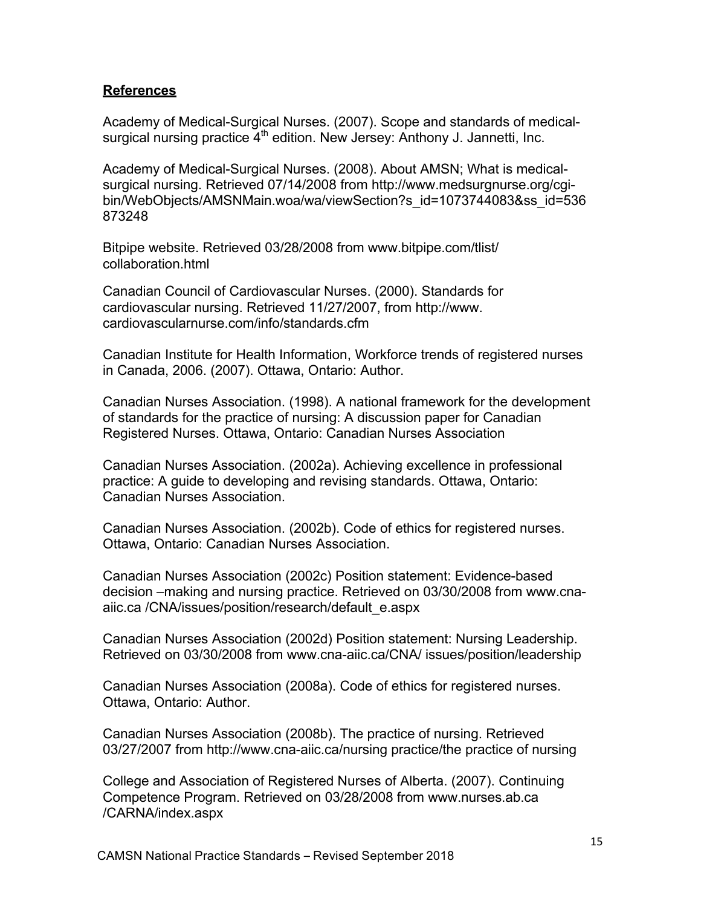## References

Academy of Medical-Surgical Nurses. (2007). Scope and standards of medical-surgical nursing practice 4th edition. New Jersey: Anthony J. Jannetti, Inc.

Academy of Medical-Surgical Nurses. (2008). About AMSN; What is medical-surgical nursing. Retrieved 07/14/2008 from http://www.medsurgnurse.org/cgi-bin/WebObjects/AMSNMain.woa/wa/viewSection?s_id=1073744083&ss_id=536873248

Bitpipe website. Retrieved 03/28/2008 from www.bitpipe.com/tlist/collaboration.html

Canadian Council of Cardiovascular Nurses. (2000). Standards for cardiovascular nursing. Retrieved 11/27/2007, from http://www.cardiovascularnurse.com/info/standards.cfm

Canadian Institute for Health Information, Workforce trends of registered nurses in Canada, 2006. (2007). Ottawa, Ontario: Author.

Canadian Nurses Association. (1998). A national framework for the development of standards for the practice of nursing: A discussion paper for Canadian Registered Nurses. Ottawa, Ontario: Canadian Nurses Association

Canadian Nurses Association. (2002a). Achieving excellence in professional practice: A guide to developing and revising standards. Ottawa, Ontario: Canadian Nurses Association.

Canadian Nurses Association. (2002b). Code of ethics for registered nurses. Ottawa, Ontario: Canadian Nurses Association.

Canadian Nurses Association (2002c) Position statement: Evidence-based decision –making and nursing practice. Retrieved on 03/30/2008 from www.cna-aiic.ca /CNA/issues/position/research/default_e.aspx

Canadian Nurses Association (2002d) Position statement: Nursing Leadership. Retrieved on 03/30/2008 from www.cna-aiic.ca/CNA/ issues/position/leadership

Canadian Nurses Association (2008a). Code of ethics for registered nurses. Ottawa, Ontario: Author.

Canadian Nurses Association (2008b). The practice of nursing. Retrieved 03/27/2007 from http://www.cna-aiic.ca/nursing practice/the practice of nursing

College and Association of Registered Nurses of Alberta. (2007). Continuing Competence Program. Retrieved on 03/28/2008 from www.nurses.ab.ca /CARNA/index.aspx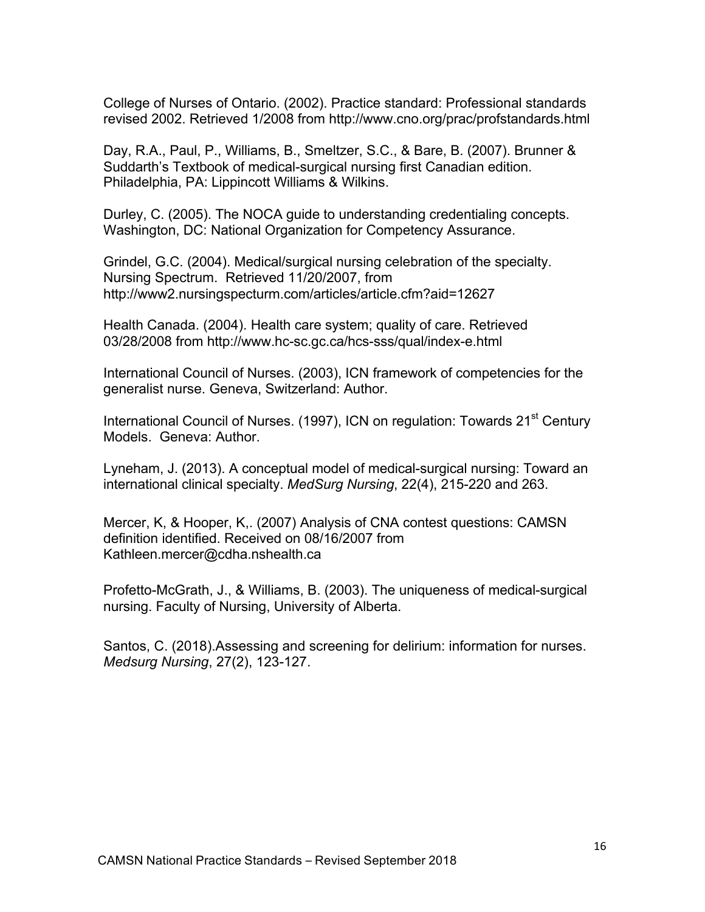College of Nurses of Ontario. (2002). Practice standard: Professional standards revised 2002. Retrieved 1/2008 from http://www.cno.org/prac/profstandards.html

Day, R.A., Paul, P., Williams, B., Smeltzer, S.C., & Bare, B. (2007). Brunner & Suddarth's Textbook of medical-surgical nursing first Canadian edition. Philadelphia, PA: Lippincott Williams & Wilkins.

Durley, C. (2005). The NOCA guide to understanding credentialing concepts. Washington, DC: National Organization for Competency Assurance.

Grindel, G.C. (2004). Medical/surgical nursing celebration of the specialty. Nursing Spectrum. Retrieved 11/20/2007, from http://www2.nursingspecturm.com/articles/article.cfm?aid=12627

Health Canada. (2004). Health care system; quality of care. Retrieved 03/28/2008 from http://www.hc-sc.gc.ca/hcs-sss/qual/index-e.html

International Council of Nurses. (2003), ICN framework of competencies for the generalist nurse. Geneva, Switzerland: Author.

International Council of Nurses. (1997), ICN on regulation: Towards 21st Century Models. Geneva: Author.

Lyneham, J. (2013). A conceptual model of medical-surgical nursing: Toward an international clinical specialty. *MedSurg Nursing*, 22(4), 215-220 and 263.

Mercer, K, & Hooper, K,. (2007) Analysis of CNA contest questions: CAMSN definition identified. Received on 08/16/2007 from Kathleen.mercer@cdha.nshealth.ca

Profetto-McGrath, J., & Williams, B. (2003). The uniqueness of medical-surgical nursing. Faculty of Nursing, University of Alberta.

Santos, C. (2018).Assessing and screening for delirium: information for nurses. *Medsurg Nursing*, 27(2), 123-127.